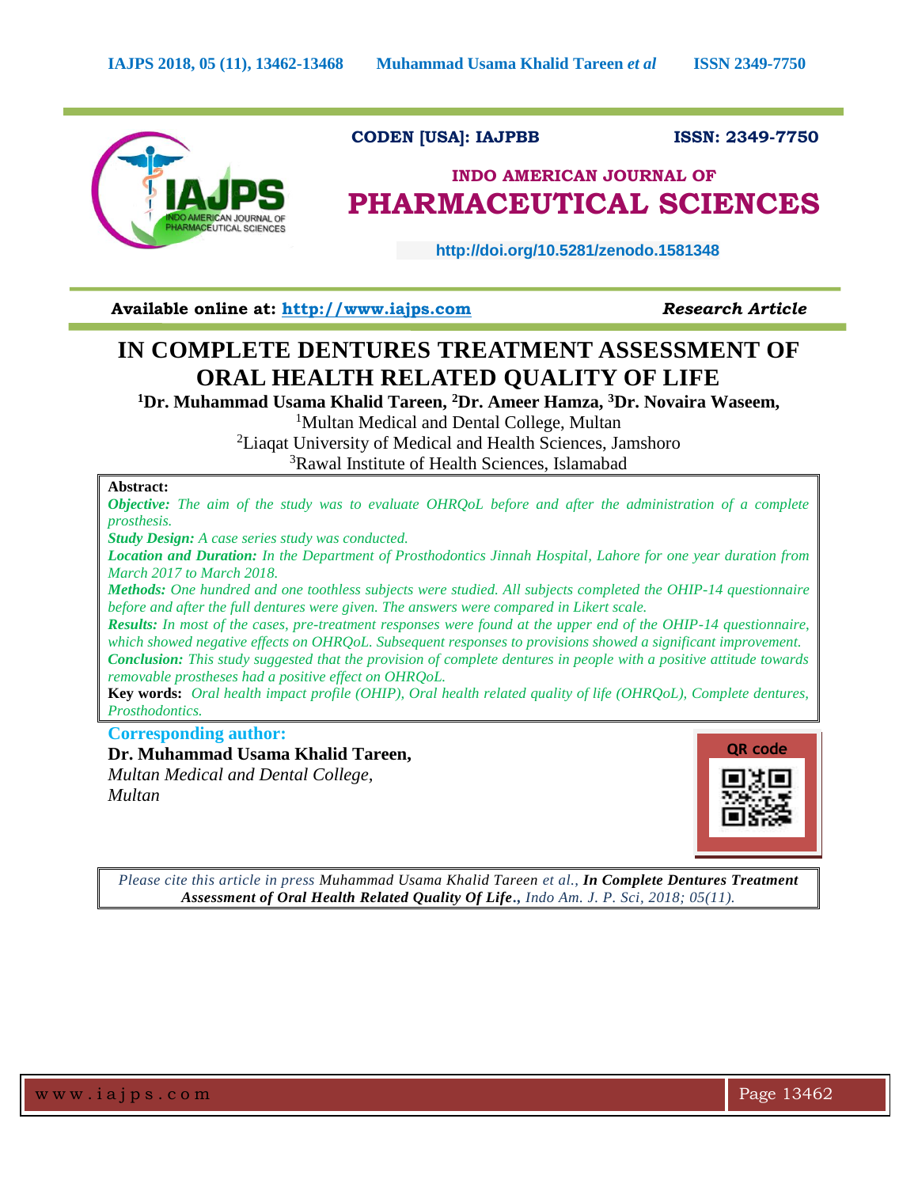CODEN [USA]: IAJPBB ISSN: 2349-7750

# INDO AMERICAN JOURNAL OF PHARMACEUTICAL SCIENCES

http://doi.org/10.5281/zenodo.1581348

Available online at: http://www.iajps.com *Research Article*

# IN COMPLETE DENTURES TREATMENT ASSESSMENT OF ORAL HEALTH RELATED QUALITY OF LIFE

**[1]Dr. Muhammad Usama Khalid Tareen, [2]Dr. Ameer Hamza, [3]Dr. Novaira Waseem,**

[1]Multan Medical and Dental College, Multan

[2]Liaqat University of Medical and Health Sciences, Jamshoro

[3]Rawal Institute of Health Sciences, Islamabad

**Abstract:**

***Objective:*** *The aim of the study was to evaluate OHRQoL before and after the administration of a complete prosthesis.*

***Study Design:*** *A case series study was conducted.*

***Location and Duration:*** *In the Department of Prosthodontics Jinnah Hospital, Lahore for one year duration from March 2017 to March 2018.*

***Methods:*** *One hundred and one toothless subjects were studied. All subjects completed the OHIP-14 questionnaire before and after the full dentures were given. The answers were compared in Likert scale.*

***Results:*** *In most of the cases, pre-treatment responses were found at the upper end of the OHIP-14 questionnaire, which showed negative effects on OHRQoL. Subsequent responses to provisions showed a significant improvement.*

***Conclusion:*** *This study suggested that the provision of complete dentures in people with a positive attitude towards removable prostheses had a positive effect on OHRQoL.*

**Key words:** *Oral health impact profile (OHIP), Oral health related quality of life (OHRQoL), Complete dentures, Prosthodontics.*

**Corresponding author:**

**Dr. Muhammad Usama Khalid Tareen,**

*Multan Medical and Dental College,*

*Multan*

QR code

*Please cite this article in press* Muhammad Usama Khalid Tareen *et al.,* ***In Complete Dentures Treatment Assessment of Oral Health Related Quality Of Life***., *Indo Am. J. P. Sci, 2018; 05(11).*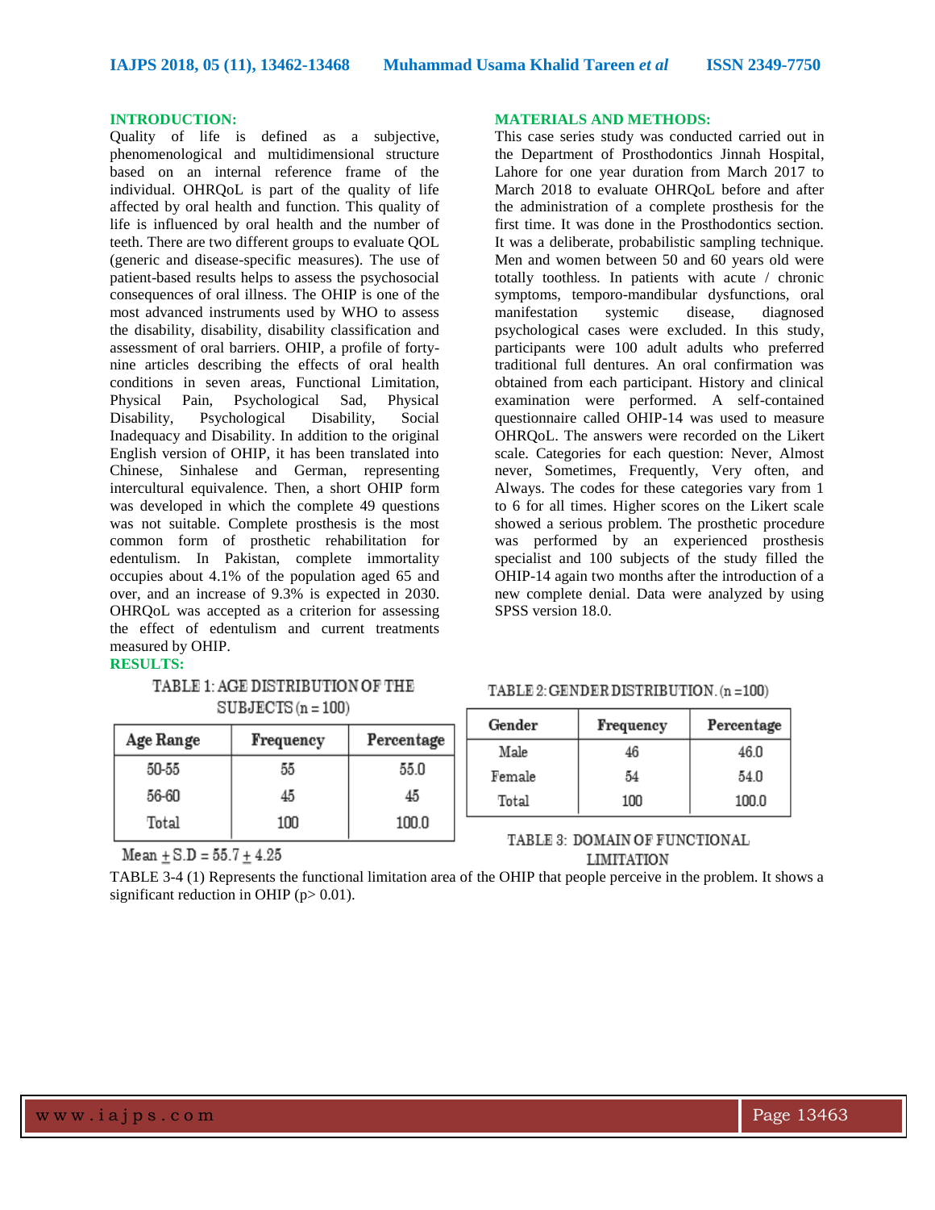## INTRODUCTION:

Quality of life is defined as a subjective, phenomenological and multidimensional structure based on an internal reference frame of the individual. OHRQoL is part of the quality of life affected by oral health and function. This quality of life is influenced by oral health and the number of teeth. There are two different groups to evaluate QOL (generic and disease-specific measures). The use of patient-based results helps to assess the psychosocial consequences of oral illness. The OHIP is one of the most advanced instruments used by WHO to assess the disability, disability, disability classification and assessment of oral barriers. OHIP, a profile of forty-nine articles describing the effects of oral health conditions in seven areas, Functional Limitation, Physical Pain, Psychological Sad, Physical Disability, Psychological Disability, Social Inadequacy and Disability. In addition to the original English version of OHIP, it has been translated into Chinese, Sinhalese and German, representing intercultural equivalence. Then, a short OHIP form was developed in which the complete 49 questions was not suitable. Complete prosthesis is the most common form of prosthetic rehabilitation for edentulism. In Pakistan, complete immortality occupies about 4.1% of the population aged 65 and over, and an increase of 9.3% is expected in 2030. OHRQoL was accepted as a criterion for assessing the effect of edentulism and current treatments measured by OHIP.

## MATERIALS AND METHODS:

This case series study was conducted carried out in the Department of Prosthodontics Jinnah Hospital, Lahore for one year duration from March 2017 to March 2018 to evaluate OHRQoL before and after the administration of a complete prosthesis for the first time. It was done in the Prosthodontics section. It was a deliberate, probabilistic sampling technique. Men and women between 50 and 60 years old were totally toothless. In patients with acute / chronic symptoms, temporo-mandibular dysfunctions, oral manifestation systemic disease, diagnosed psychological cases were excluded. In this study, participants were 100 adult adults who preferred traditional full dentures. An oral confirmation was obtained from each participant. History and clinical examination were performed. A self-contained questionnaire called OHIP-14 was used to measure OHRQoL. The answers were recorded on the Likert scale. Categories for each question: Never, Almost never, Sometimes, Frequently, Very often, and Always. The codes for these categories vary from 1 to 6 for all times. Higher scores on the Likert scale showed a serious problem. The prosthetic procedure was performed by an experienced prosthesis specialist and 100 subjects of the study filled the OHIP-14 again two months after the introduction of a new complete denial. Data were analyzed by using SPSS version 18.0.

## RESULTS:

TABLE 1: AGE DISTRIBUTION OF THE SUBJECTS (n = 100)

| Age Range | Frequency | Percentage |
|---|---|---|
| 50-55 | 55 | 55.0 |
| 56-60 | 45 | 45 |
| Total | 100 | 100.0 |

Mean $\pm$ S.D = 55.7 $\pm$ 4.25

TABLE 2: GENDER DISTRIBUTION. (n =100)

| Gender | Frequency | Percentage |
|---|---|---|
| Male | 46 | 46.0 |
| Female | 54 | 54.0 |
| Total | 100 | 100.0 |

TABLE 3: DOMAIN OF FUNCTIONAL LIMITATION

TABLE 3-4 (1) Represents the functional limitation area of the OHIP that people perceive in the problem. It shows a significant reduction in OHIP ($p > 0.01$).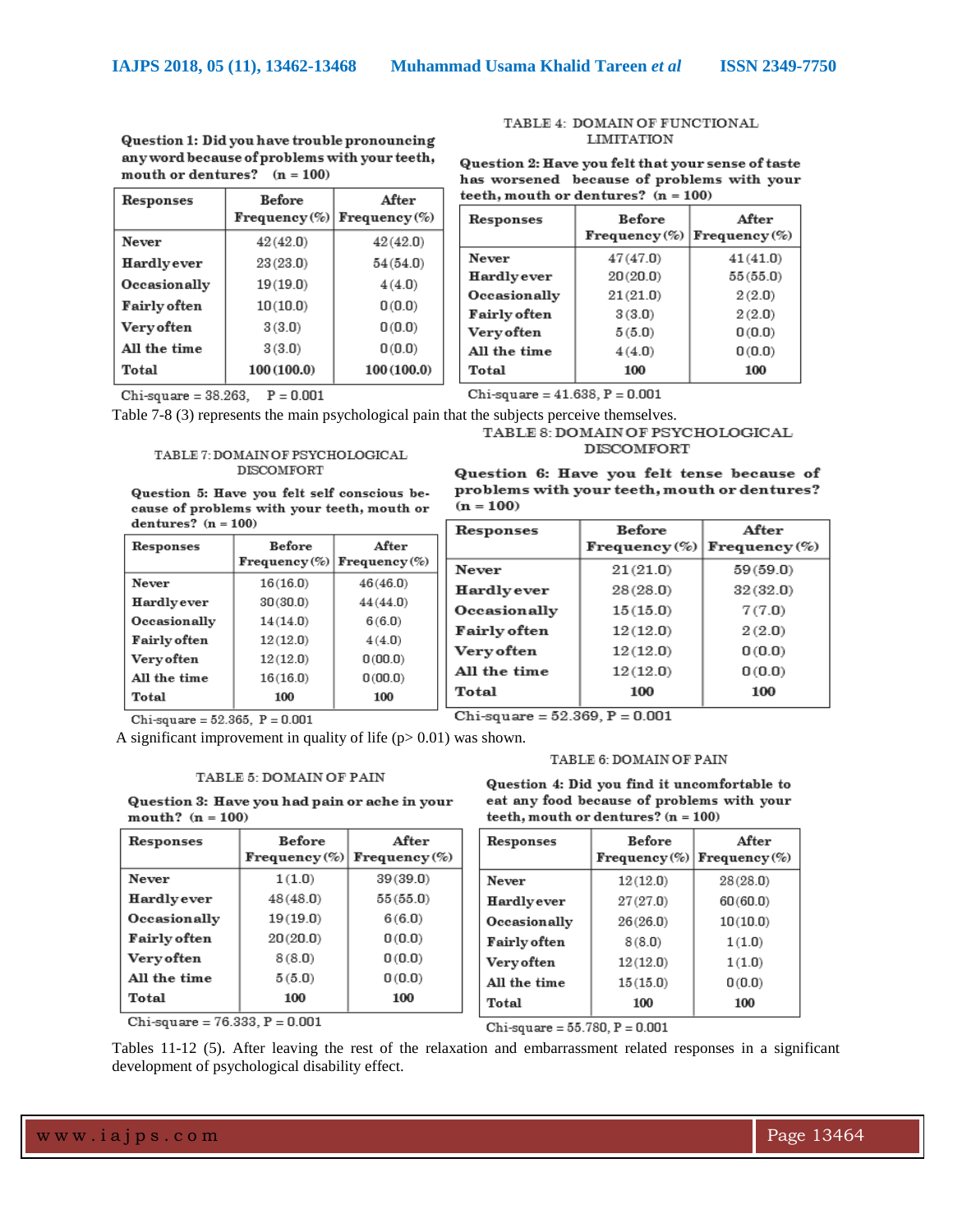**Question 1: Did you have trouble pronouncing any word because of problems with your teeth, mouth or dentures? (n = 100)**

| Responses | Before Frequency (%) | After Frequency (%) |
|---|---|---|
| Never | 42 (42.0) | 42 (42.0) |
| Hardly ever | 23 (23.0) | 54 (54.0) |
| Occasionally | 19 (19.0) | 4 (4.0) |
| Fairly often | 10 (10.0) | 0 (0.0) |
| Very often | 3 (3.0) | 0 (0.0) |
| All the time | 3 (3.0) | 0 (0.0) |
| Total | 100 (100.0) | 100 (100.0) |

Chi-square = 38.263, P = 0.001

TABLE 4: DOMAIN OF FUNCTIONAL LIMITATION

**Question 2: Have you felt that your sense of taste has worsened because of problems with your teeth, mouth or dentures? (n = 100)**

| Responses | Before Frequency (%) | After Frequency (%) |
|---|---|---|
| Never | 47 (47.0) | 41 (41.0) |
| Hardly ever | 20 (20.0) | 55 (55.0) |
| Occasionally | 21 (21.0) | 2 (2.0) |
| Fairly often | 3 (3.0) | 2 (2.0) |
| Very often | 5 (5.0) | 0 (0.0) |
| All the time | 4 (4.0) | 0 (0.0) |
| Total | 100 | 100 |

Chi-square = 41.638, P = 0.001

Table 7-8 (3) represents the main psychological pain that the subjects perceive themselves.

TABLE 7: DOMAIN OF PSYCHOLOGICAL DISCOMFORT

**Question 5: Have you felt self conscious because of problems with your teeth, mouth or dentures? (n = 100)**

| Responses | Before Frequency (%) | After Frequency (%) |
|---|---|---|
| Never | 16 (16.0) | 46 (46.0) |
| Hardly ever | 30 (30.0) | 44 (44.0) |
| Occasionally | 14 (14.0) | 6 (6.0) |
| Fairly often | 12 (12.0) | 4 (4.0) |
| Very often | 12 (12.0) | 0 (00.0) |
| All the time | 16 (16.0) | 0 (00.0) |
| Total | 100 | 100 |

Chi-square = 52.365, P = 0.001

TABLE 8: DOMAIN OF PSYCHOLOGICAL DISCOMFORT

**Question 6: Have you felt tense because of problems with your teeth, mouth or dentures? (n = 100)**

| Responses | Before Frequency (%) | After Frequency (%) |
|---|---|---|
| Never | 21 (21.0) | 59 (59.0) |
| Hardly ever | 28 (28.0) | 32 (32.0) |
| Occasionally | 15 (15.0) | 7 (7.0) |
| Fairly often | 12 (12.0) | 2 (2.0) |
| Very often | 12 (12.0) | 0 (0.0) |
| All the time | 12 (12.0) | 0 (0.0) |
| Total | 100 | 100 |

Chi-square = 52.369, P = 0.001

A significant improvement in quality of life (p> 0.01) was shown.

TABLE 5: DOMAIN OF PAIN

**Question 3: Have you had pain or ache in your mouth? (n = 100)**

| Responses | Before Frequency (%) | After Frequency (%) |
|---|---|---|
| Never | 1 (1.0) | 39 (39.0) |
| Hardly ever | 48 (48.0) | 55 (55.0) |
| Occasionally | 19 (19.0) | 6 (6.0) |
| Fairly often | 20 (20.0) | 0 (0.0) |
| Very often | 8 (8.0) | 0 (0.0) |
| All the time | 5 (5.0) | 0 (0.0) |
| Total | 100 | 100 |

Chi-square = 76.333, P = 0.001

TABLE 6: DOMAIN OF PAIN

**Question 4: Did you find it uncomfortable to eat any food because of problems with your teeth, mouth or dentures? (n = 100)**

| Responses | Before Frequency (%) | After Frequency (%) |
|---|---|---|
| Never | 12 (12.0) | 28 (28.0) |
| Hardly ever | 27 (27.0) | 60 (60.0) |
| Occasionally | 26 (26.0) | 10 (10.0) |
| Fairly often | 8 (8.0) | 1 (1.0) |
| Very often | 12 (12.0) | 1 (1.0) |
| All the time | 15 (15.0) | 0 (0.0) |
| Total | 100 | 100 |

Chi-square = 55.780, P = 0.001

Tables 11-12 (5). After leaving the rest of the relaxation and embarrassment related responses in a significant development of psychological disability effect.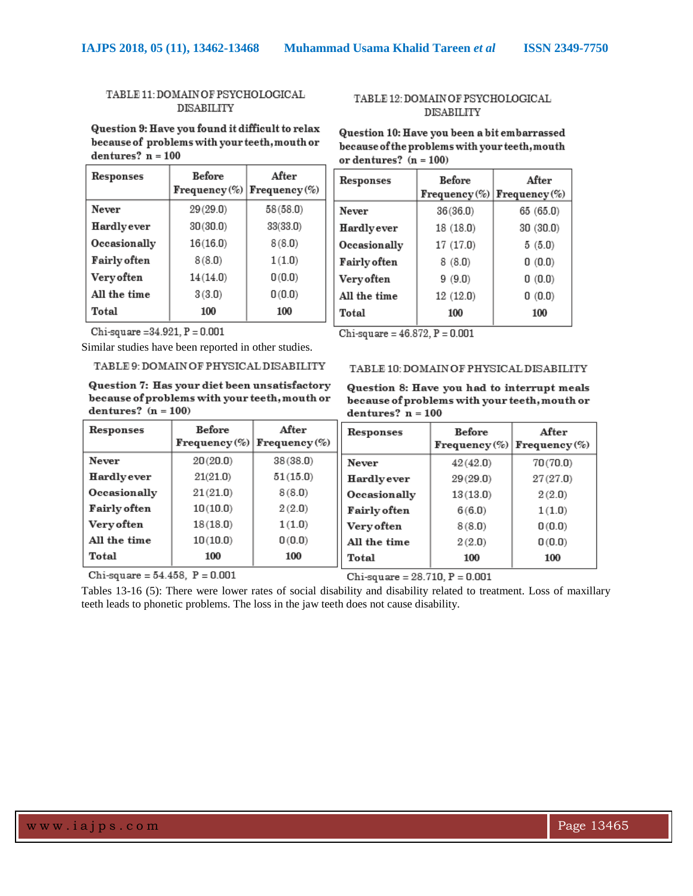TABLE 11: DOMAIN OF PSYCHOLOGICAL DISABILITY

**Question 9: Have you found it difficult to relax because of problems with your teeth, mouth or dentures? n = 100**

| Responses | Before Frequency (%) | After Frequency (%) |
|---|---|---|
| Never | 29(29.0) | 58(58.0) |
| Hardly ever | 30(30.0) | 33(33.0) |
| Occasionally | 16(16.0) | 8(8.0) |
| Fairly often | 8(8.0) | 1(1.0) |
| Very often | 14(14.0) | 0(0.0) |
| All the time | 3(3.0) | 0(0.0) |
| Total | 100 | 100 |

Chi-square =34.921, P = 0.001

TABLE 12: DOMAIN OF PSYCHOLOGICAL DISABILITY

**Question 10: Have you been a bit embarrassed because of the problems with your teeth, mouth or dentures? (n = 100)**

| Responses | Before Frequency (%) | After Frequency (%) |
|---|---|---|
| Never | 36(36.0) | 65 (65.0) |
| Hardly ever | 18 (18.0) | 30 (30.0) |
| Occasionally | 17 (17.0) | 5 (5.0) |
| Fairly often | 8 (8.0) | 0 (0.0) |
| Very often | 9 (9.0) | 0 (0.0) |
| All the time | 12 (12.0) | 0 (0.0) |
| Total | 100 | 100 |

Chi-square = 46.872, P = 0.001

Similar studies have been reported in other studies.

TABLE 9: DOMAIN OF PHYSICAL DISABILITY

**Question 7: Has your diet been unsatisfactory because of problems with your teeth, mouth or dentures? (n = 100)**

| Responses | Before Frequency (%) | After Frequency (%) |
|---|---|---|
| Never | 20(20.0) | 38(38.0) |
| Hardly ever | 21(21.0) | 51(15.0) |
| Occasionally | 21(21.0) | 8(8.0) |
| Fairly often | 10(10.0) | 2(2.0) |
| Very often | 18(18.0) | 1(1.0) |
| All the time | 10(10.0) | 0(0.0) |
| Total | 100 | 100 |

Chi-square = 54.458, P = 0.001

TABLE 10: DOMAIN OF PHYSICAL DISABILITY

**Question 8: Have you had to interrupt meals because of problems with your teeth, mouth or dentures? n = 100**

| Responses | Before Frequency (%) | After Frequency (%) |
|---|---|---|
| Never | 42(42.0) | 70(70.0) |
| Hardly ever | 29(29.0) | 27(27.0) |
| Occasionally | 13(13.0) | 2(2.0) |
| Fairly often | 6(6.0) | 1(1.0) |
| Very often | 8(8.0) | 0(0.0) |
| All the time | 2(2.0) | 0(0.0) |
| Total | 100 | 100 |

Chi-square = 28.710, P = 0.001

Tables 13-16 (5): There were lower rates of social disability and disability related to treatment. Loss of maxillary teeth leads to phonetic problems. The loss in the jaw teeth does not cause disability.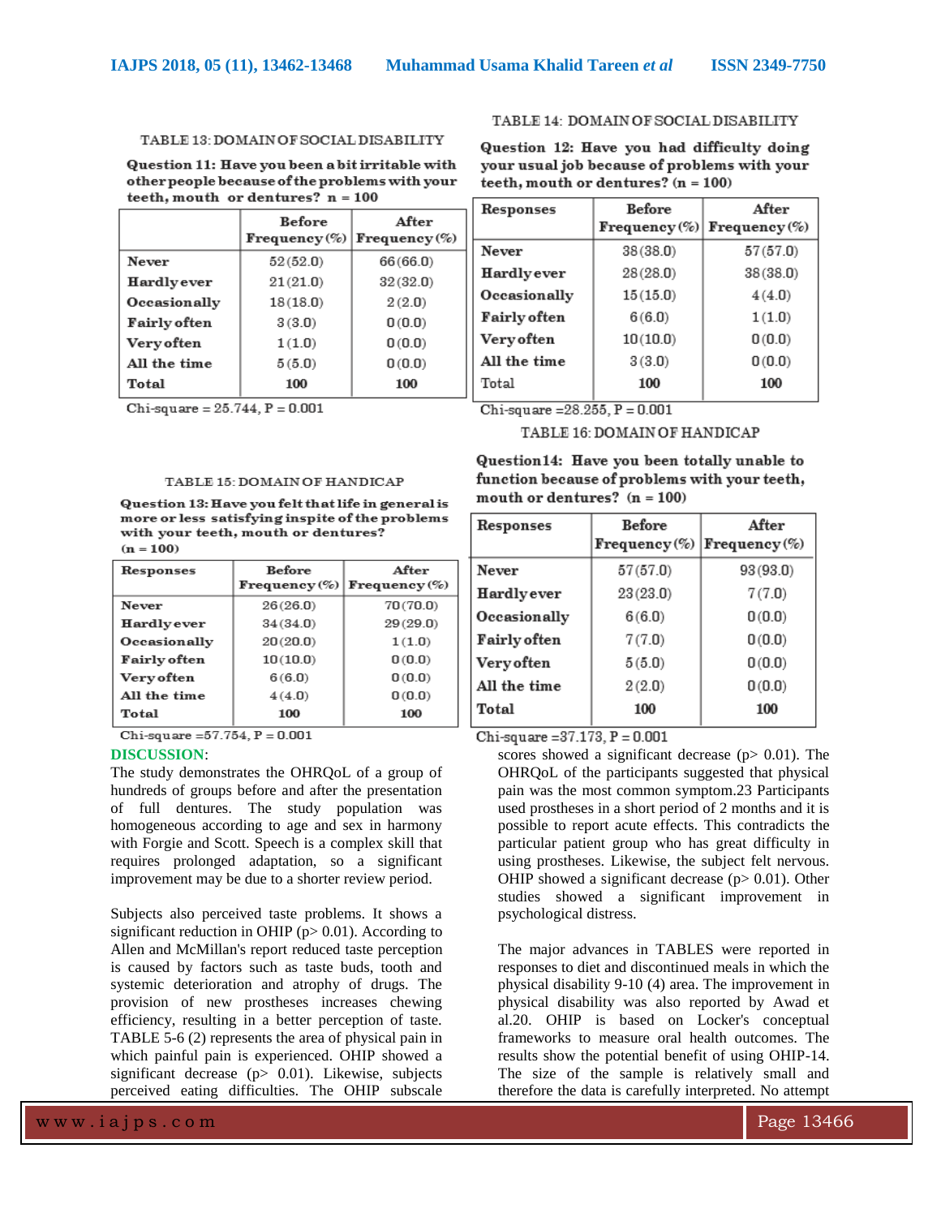TABLE 13: DOMAIN OF SOCIAL DISABILITY

**Question 11: Have you been a bit irritable with other people because of the problems with your teeth, mouth or dentures? n = 100**

| | Before Frequency (%) | After Frequency (%) |
|---|---|---|
| Never | 52 (52.0) | 66 (66.0) |
| Hardly ever | 21 (21.0) | 32 (32.0) |
| Occasionally | 18 (18.0) | 2 (2.0) |
| Fairly often | 3 (3.0) | 0 (0.0) |
| Very often | 1 (1.0) | 0 (0.0) |
| All the time | 5 (5.0) | 0 (0.0) |
| Total | 100 | 100 |

Chi-square = 25.744, P = 0.001

TABLE 14: DOMAIN OF SOCIAL DISABILITY

**Question 12: Have you had difficulty doing your usual job because of problems with your teeth, mouth or dentures? (n = 100)**

| Responses | Before Frequency (%) | After Frequency (%) |
|---|---|---|
| Never | 38 (38.0) | 57 (57.0) |
| Hardly ever | 28 (28.0) | 38 (38.0) |
| Occasionally | 15 (15.0) | 4 (4.0) |
| Fairly often | 6 (6.0) | 1 (1.0) |
| Very often | 10 (10.0) | 0 (0.0) |
| All the time | 3 (3.0) | 0 (0.0) |
| Total | 100 | 100 |

Chi-square = 28.255, P = 0.001

TABLE 15: DOMAIN OF HANDICAP

**Question 13: Have you felt that life in general is more or less satisfying inspite of the problems with your teeth, mouth or dentures? (n = 100)**

| Responses | Before Frequency (%) | After Frequency (%) |
|---|---|---|
| Never | 26 (26.0) | 70 (70.0) |
| Hardly ever | 34 (34.0) | 29 (29.0) |
| Occasionally | 20 (20.0) | 1 (1.0) |
| Fairly often | 10 (10.0) | 0 (0.0) |
| Very often | 6 (6.0) | 0 (0.0) |
| All the time | 4 (4.0) | 0 (0.0) |
| Total | 100 | 100 |

Chi-square = 57.754, P = 0.001

TABLE 16: DOMAIN OF HANDICAP

**Question 14: Have you been totally unable to function because of problems with your teeth, mouth or dentures? (n = 100)**

| Responses | Before Frequency (%) | After Frequency (%) |
|---|---|---|
| Never | 57 (57.0) | 93 (93.0) |
| Hardly ever | 23 (23.0) | 7 (7.0) |
| Occasionally | 6 (6.0) | 0 (0.0) |
| Fairly often | 7 (7.0) | 0 (0.0) |
| Very often | 5 (5.0) | 0 (0.0) |
| All the time | 2 (2.0) | 0 (0.0) |
| Total | 100 | 100 |

Chi-square = 37.173, P = 0.001

## DISCUSSION:

The study demonstrates the OHRQoL of a group of hundreds of groups before and after the presentation of full dentures. The study population was homogeneous according to age and sex in harmony with Forgie and Scott. Speech is a complex skill that requires prolonged adaptation, so a significant improvement may be due to a shorter review period.

Subjects also perceived taste problems. It shows a significant reduction in OHIP (p> 0.01). According to Allen and McMillan's report reduced taste perception is caused by factors such as taste buds, tooth and systemic deterioration and atrophy of drugs. The provision of new prostheses increases chewing efficiency, resulting in a better perception of taste. TABLE 5-6 (2) represents the area of physical pain in which painful pain is experienced. OHIP showed a significant decrease (p> 0.01). Likewise, subjects perceived eating difficulties. The OHIP subscale scores showed a significant decrease (p> 0.01). The OHRQoL of the participants suggested that physical pain was the most common symptom.23 Participants used prostheses in a short period of 2 months and it is possible to report acute effects. This contradicts the particular patient group who has great difficulty in using prostheses. Likewise, the subject felt nervous. OHIP showed a significant decrease (p> 0.01). Other studies showed a significant improvement in psychological distress.

The major advances in TABLES were reported in responses to diet and discontinued meals in which the physical disability 9-10 (4) area. The improvement in physical disability was also reported by Awad et al.20. OHIP is based on Locker's conceptual frameworks to measure oral health outcomes. The results show the potential benefit of using OHIP-14. The size of the sample is relatively small and therefore the data is carefully interpreted. No attempt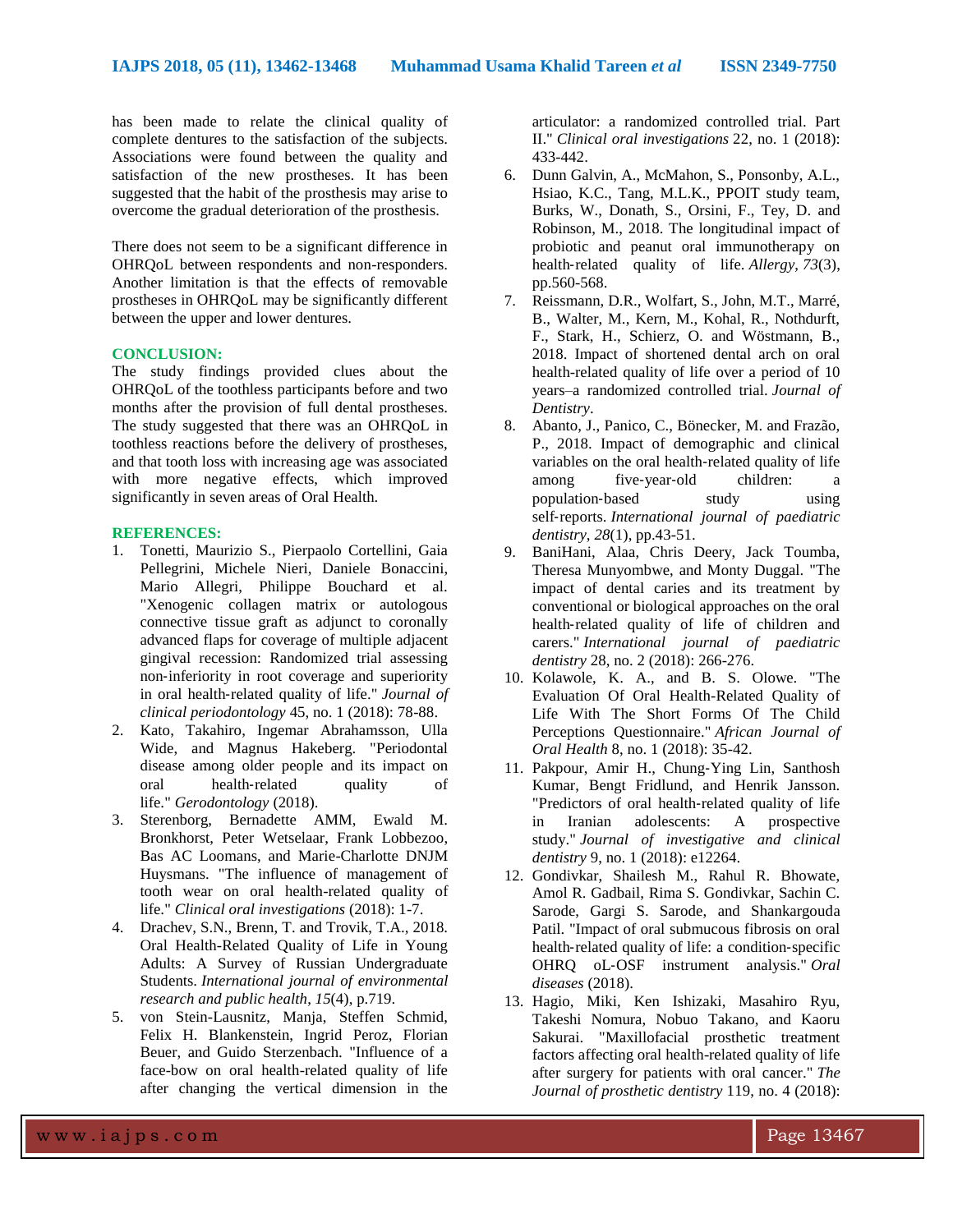has been made to relate the clinical quality of complete dentures to the satisfaction of the subjects. Associations were found between the quality and satisfaction of the new prostheses. It has been suggested that the habit of the prosthesis may arise to overcome the gradual deterioration of the prosthesis.

There does not seem to be a significant difference in OHRQoL between respondents and non-responders. Another limitation is that the effects of removable prostheses in OHRQoL may be significantly different between the upper and lower dentures.

## CONCLUSION:

The study findings provided clues about the OHRQoL of the toothless participants before and two months after the provision of full dental prostheses. The study suggested that there was an OHRQoL in toothless reactions before the delivery of prostheses, and that tooth loss with increasing age was associated with more negative effects, which improved significantly in seven areas of Oral Health.

## REFERENCES:

1. Tonetti, Maurizio S., Pierpaolo Cortellini, Gaia Pellegrini, Michele Nieri, Daniele Bonaccini, Mario Allegri, Philippe Bouchard et al. "Xenogenic collagen matrix or autologous connective tissue graft as adjunct to coronally advanced flaps for coverage of multiple adjacent gingival recession: Randomized trial assessing non-inferiority in root coverage and superiority in oral health-related quality of life." *Journal of clinical periodontology* 45, no. 1 (2018): 78-88.
2. Kato, Takahiro, Ingemar Abrahamsson, Ulla Wide, and Magnus Hakeberg. "Periodontal disease among older people and its impact on oral health-related quality of life." *Gerodontology* (2018).
3. Sterenborg, Bernadette AMM, Ewald M. Bronkhorst, Peter Wetselaar, Frank Lobbezoo, Bas AC Loomans, and Marie-Charlotte DNJM Huysmans. "The influence of management of tooth wear on oral health-related quality of life." *Clinical oral investigations* (2018): 1-7.
4. Drachev, S.N., Brenn, T. and Trovik, T.A., 2018. Oral Health-Related Quality of Life in Young Adults: A Survey of Russian Undergraduate Students. *International journal of environmental research and public health*, *15*(4), p.719.
5. von Stein-Lausnitz, Manja, Steffen Schmid, Felix H. Blankenstein, Ingrid Peroz, Florian Beuer, and Guido Sterzenbach. "Influence of a face-bow on oral health-related quality of life after changing the vertical dimension in the articulator: a randomized controlled trial. Part II." *Clinical oral investigations* 22, no. 1 (2018): 433-442.
6. Dunn Galvin, A., McMahon, S., Ponsonby, A.L., Hsiao, K.C., Tang, M.L.K., PPOIT study team, Burks, W., Donath, S., Orsini, F., Tey, D. and Robinson, M., 2018. The longitudinal impact of probiotic and peanut oral immunotherapy on health‐related quality of life. *Allergy*, *73*(3), pp.560-568.
7. Reissmann, D.R., Wolfart, S., John, M.T., Marré, B., Walter, M., Kern, M., Kohal, R., Nothdurft, F., Stark, H., Schierz, O. and Wöstmann, B., 2018. Impact of shortened dental arch on oral health-related quality of life over a period of 10 years–a randomized controlled trial. *Journal of Dentistry*.
8. Abanto, J., Panico, C., Bönecker, M. and Frazão, P., 2018. Impact of demographic and clinical variables on the oral health‐related quality of life among five‐year‐old children: a population‐based study using self‐reports. *International journal of paediatric dentistry*, *28*(1), pp.43-51.
9. BaniHani, Alaa, Chris Deery, Jack Toumba, Theresa Munyombwe, and Monty Duggal. "The impact of dental caries and its treatment by conventional or biological approaches on the oral health‐related quality of life of children and carers." *International journal of paediatric dentistry* 28, no. 2 (2018): 266-276.
10. Kolawole, K. A., and B. S. Olowe. "The Evaluation Of Oral Health-Related Quality of Life With The Short Forms Of The Child Perceptions Questionnaire." *African Journal of Oral Health* 8, no. 1 (2018): 35-42.
11. Pakpour, Amir H., Chung‐Ying Lin, Santhosh Kumar, Bengt Fridlund, and Henrik Jansson. "Predictors of oral health‐related quality of life in Iranian adolescents: A prospective study." *Journal of investigative and clinical dentistry* 9, no. 1 (2018): e12264.
12. Gondivkar, Shailesh M., Rahul R. Bhowate, Amol R. Gadbail, Rima S. Gondivkar, Sachin C. Sarode, Gargi S. Sarode, and Shankargouda Patil. "Impact of oral submucous fibrosis on oral health‐related quality of life: a condition‐specific OHRQ oL‐OSF instrument analysis." *Oral diseases* (2018).
13. Hagio, Miki, Ken Ishizaki, Masahiro Ryu, Takeshi Nomura, Nobuo Takano, and Kaoru Sakurai. "Maxillofacial prosthetic treatment factors affecting oral health-related quality of life after surgery for patients with oral cancer." *The Journal of prosthetic dentistry* 119, no. 4 (2018):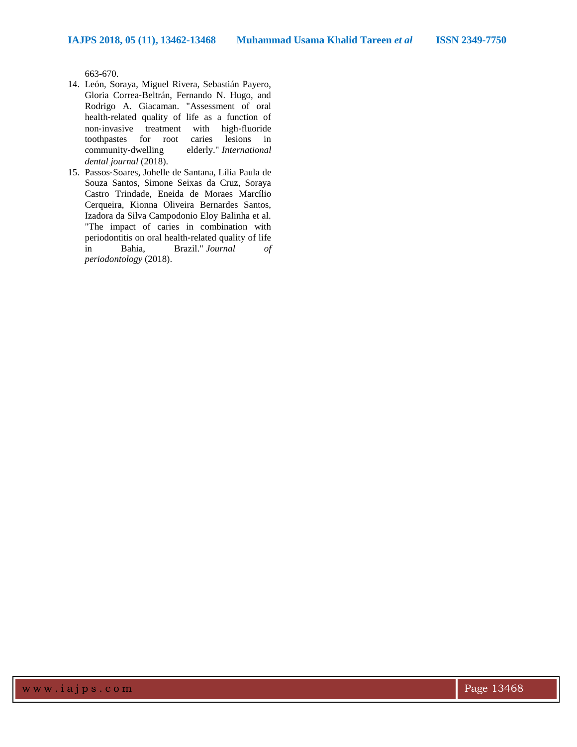663-670.

14. León, Soraya, Miguel Rivera, Sebastián Payero, Gloria Correa-Beltrán, Fernando N. Hugo, and Rodrigo A. Giacaman. "Assessment of oral health-related quality of life as a function of non-invasive treatment with high-fluoride toothpastes for root caries lesions in community-dwelling elderly." *International dental journal* (2018).
15. Passos-Soares, Johelle de Santana, Lília Paula de Souza Santos, Simone Seixas da Cruz, Soraya Castro Trindade, Eneida de Moraes Marcílio Cerqueira, Kionna Oliveira Bernardes Santos, Izadora da Silva Campodonio Eloy Balinha et al. "The impact of caries in combination with periodontitis on oral health-related quality of life in Bahia, Brazil." *Journal of periodontology* (2018).